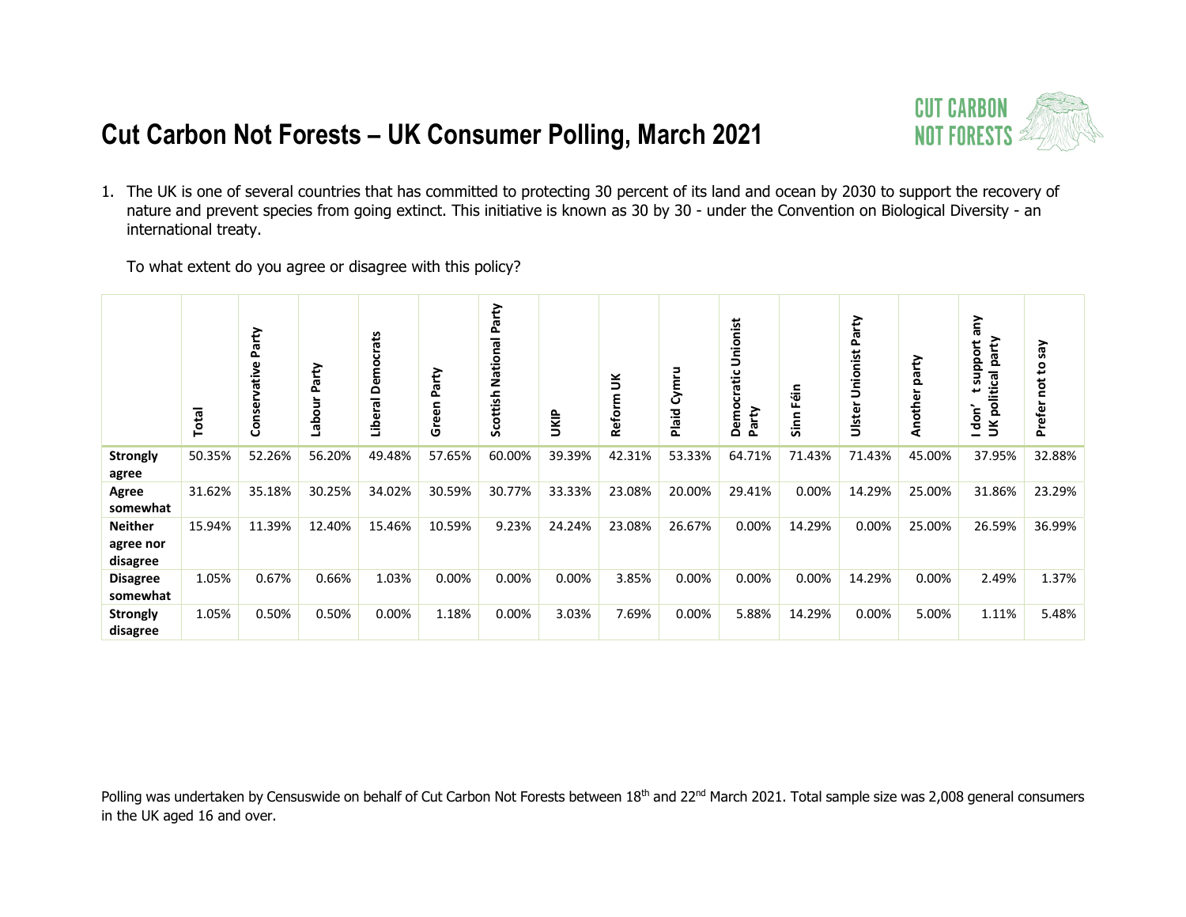# Cut Carbon Not Forests – UK Consumer Polling, March 2021

1. The UK is one of several countries that has committed to protecting 30 percent of its land and ocean by 2030 to support the recovery of nature and prevent species from going extinct. This initiative is known as 30 by 30 - under the Convention on Biological Diversity - an international treaty.

   To what extent do you agree or disagree with this policy?

| | Total | Conservative Party | Labour Party | Liberal Democrats | Green Party | Scottish National Party | UKIP | Reform UK | Plaid Cymru | Democratic Unionist Party | Sinn Féin | Ulster Unionist Party | Another party | I don't support any UK political party | Prefer not to say |
|---|---|---|---|---|---|---|---|---|---|---|---|---|---|---|---|
| **Strongly agree** | 50.35% | 52.26% | 56.20% | 49.48% | 57.65% | 60.00% | 39.39% | 42.31% | 53.33% | 64.71% | 71.43% | 71.43% | 45.00% | 37.95% | 32.88% |
| **Agree somewhat** | 31.62% | 35.18% | 30.25% | 34.02% | 30.59% | 30.77% | 33.33% | 23.08% | 20.00% | 29.41% | 0.00% | 14.29% | 25.00% | 31.86% | 23.29% |
| **Neither agree nor disagree** | 15.94% | 11.39% | 12.40% | 15.46% | 10.59% | 9.23% | 24.24% | 23.08% | 26.67% | 0.00% | 14.29% | 0.00% | 25.00% | 26.59% | 36.99% |
| **Disagree somewhat** | 1.05% | 0.67% | 0.66% | 1.03% | 0.00% | 0.00% | 0.00% | 3.85% | 0.00% | 0.00% | 0.00% | 14.29% | 0.00% | 2.49% | 1.37% |
| **Strongly disagree** | 1.05% | 0.50% | 0.50% | 0.00% | 1.18% | 0.00% | 3.03% | 7.69% | 0.00% | 5.88% | 14.29% | 0.00% | 5.00% | 1.11% | 5.48% |

Polling was undertaken by Censuswide on behalf of Cut Carbon Not Forests between 18th and 22nd March 2021. Total sample size was 2,008 general consumers in the UK aged 16 and over.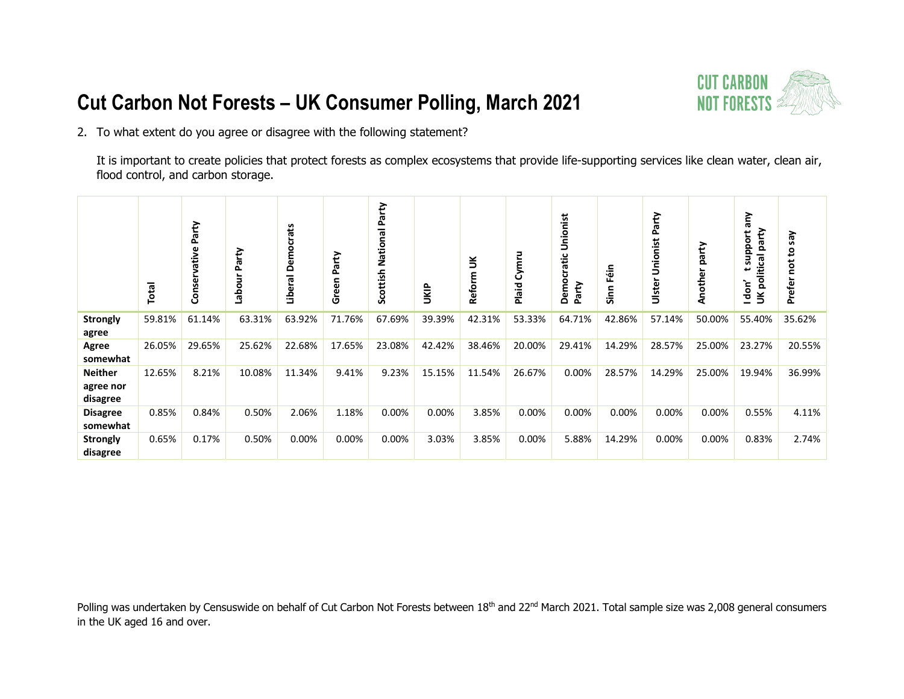# Cut Carbon Not Forests – UK Consumer Polling, March 2021

2. To what extent do you agree or disagree with the following statement?

   It is important to create policies that protect forests as complex ecosystems that provide life-supporting services like clean water, clean air, flood control, and carbon storage.

| | Total | Conservative Party | Labour Party | Liberal Democrats | Green Party | Scottish National Party | UKIP | Reform UK | Plaid Cymru | Democratic Unionist Party | Sinn Féin | Ulster Unionist Party | Another party | I don't support any UK political party | Prefer not to say |
|---|---|---|---|---|---|---|---|---|---|---|---|---|---|---|---|
| **Strongly agree** | 59.81% | 61.14% | 63.31% | 63.92% | 71.76% | 67.69% | 39.39% | 42.31% | 53.33% | 64.71% | 42.86% | 57.14% | 50.00% | 55.40% | 35.62% |
| **Agree somewhat** | 26.05% | 29.65% | 25.62% | 22.68% | 17.65% | 23.08% | 42.42% | 38.46% | 20.00% | 29.41% | 14.29% | 28.57% | 25.00% | 23.27% | 20.55% |
| **Neither agree nor disagree** | 12.65% | 8.21% | 10.08% | 11.34% | 9.41% | 9.23% | 15.15% | 11.54% | 26.67% | 0.00% | 28.57% | 14.29% | 25.00% | 19.94% | 36.99% |
| **Disagree somewhat** | 0.85% | 0.84% | 0.50% | 2.06% | 1.18% | 0.00% | 0.00% | 3.85% | 0.00% | 0.00% | 0.00% | 0.00% | 0.00% | 0.55% | 4.11% |
| **Strongly disagree** | 0.65% | 0.17% | 0.50% | 0.00% | 0.00% | 0.00% | 3.03% | 3.85% | 0.00% | 5.88% | 14.29% | 0.00% | 0.00% | 0.83% | 2.74% |

Polling was undertaken by Censuswide on behalf of Cut Carbon Not Forests between 18th and 22nd March 2021. Total sample size was 2,008 general consumers in the UK aged 16 and over.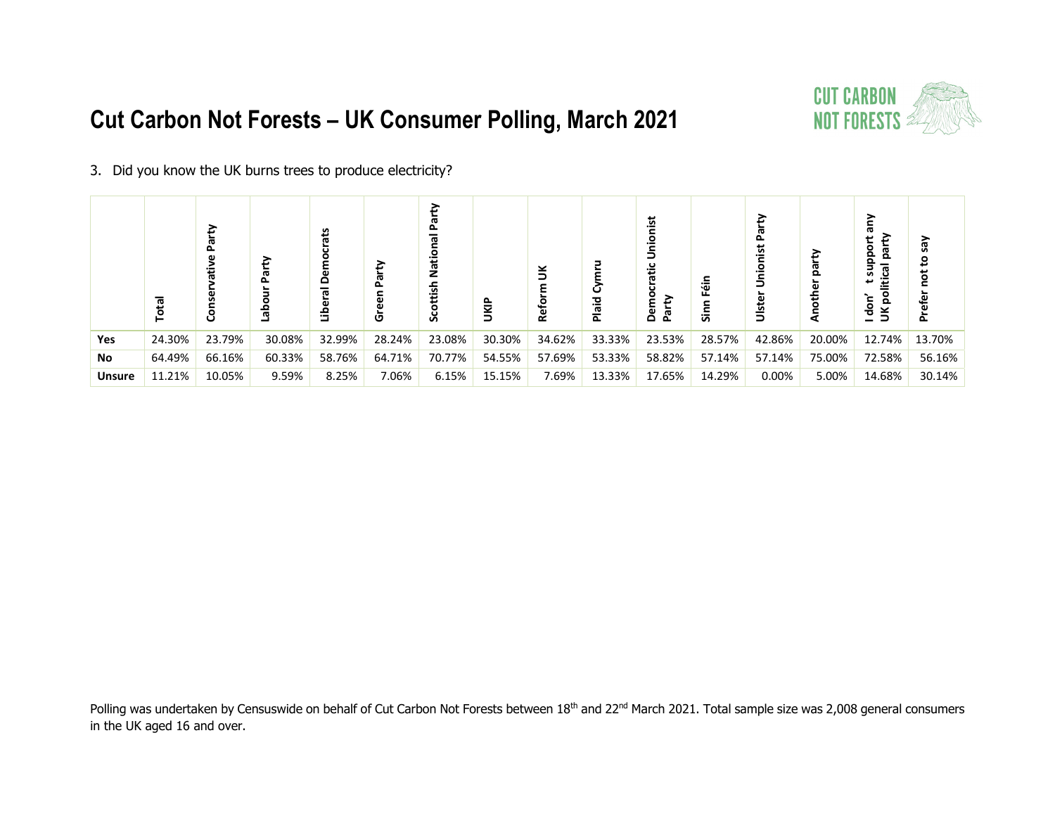# Cut Carbon Not Forests – UK Consumer Polling, March 2021

3. Did you know the UK burns trees to produce electricity?

| | Total | Conservative Party | Labour Party | Liberal Democrats | Green Party | Scottish National Party | UKIP | Reform UK | Plaid Cymru | Democratic Unionist Party | Sinn Féin | Ulster Unionist Party | Another party | I don't support any UK political party | Prefer not to say |
|---|---|---|---|---|---|---|---|---|---|---|---|---|---|---|---|
| **Yes** | 24.30% | 23.79% | 30.08% | 32.99% | 28.24% | 23.08% | 30.30% | 34.62% | 33.33% | 23.53% | 28.57% | 42.86% | 20.00% | 12.74% | 13.70% |
| **No** | 64.49% | 66.16% | 60.33% | 58.76% | 64.71% | 70.77% | 54.55% | 57.69% | 53.33% | 58.82% | 57.14% | 57.14% | 75.00% | 72.58% | 56.16% |
| **Unsure** | 11.21% | 10.05% | 9.59% | 8.25% | 7.06% | 6.15% | 15.15% | 7.69% | 13.33% | 17.65% | 14.29% | 0.00% | 5.00% | 14.68% | 30.14% |

Polling was undertaken by Censuswide on behalf of Cut Carbon Not Forests between 18th and 22nd March 2021. Total sample size was 2,008 general consumers in the UK aged 16 and over.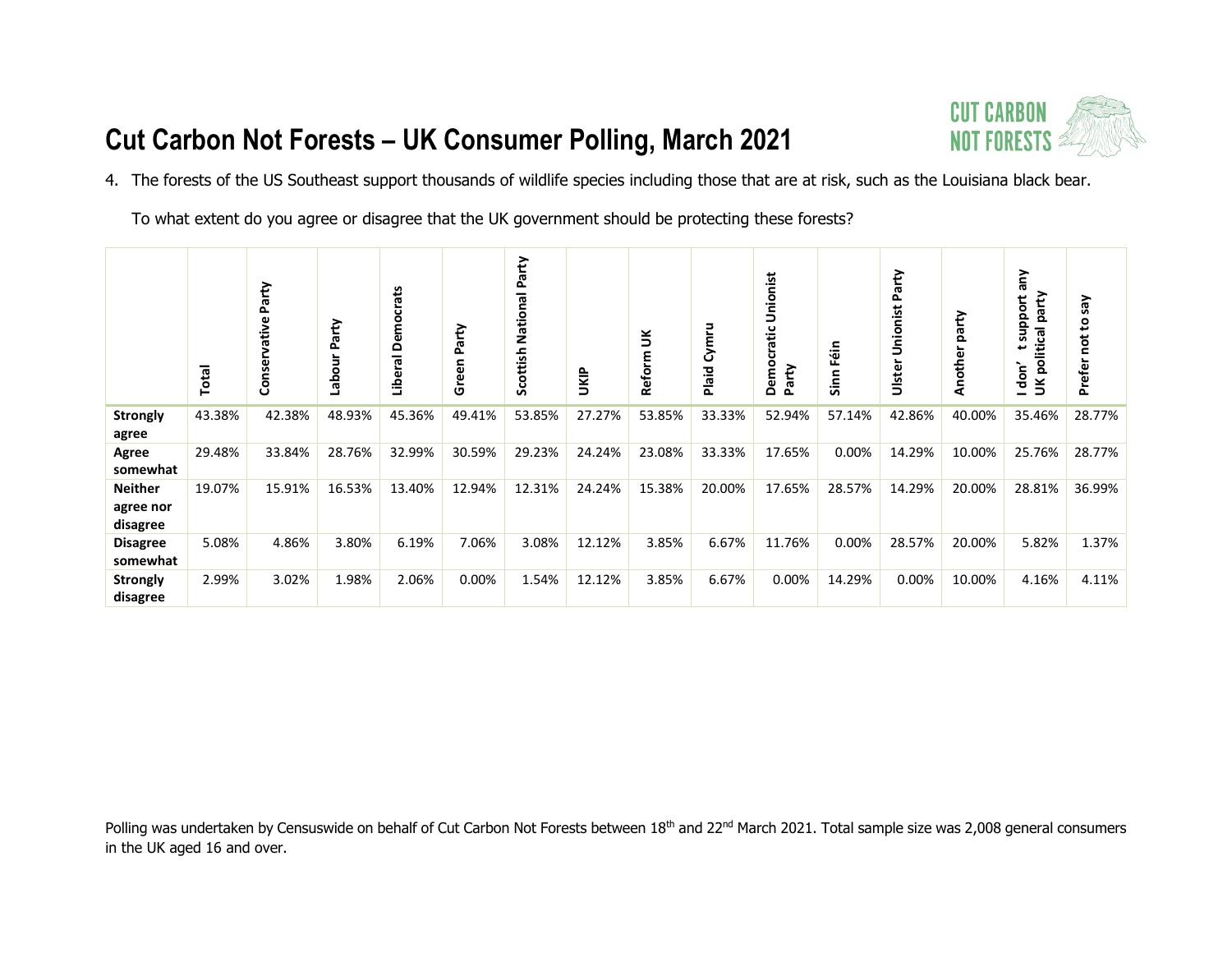# Cut Carbon Not Forests – UK Consumer Polling, March 2021

4. The forests of the US Southeast support thousands of wildlife species including those that are at risk, such as the Louisiana black bear.

   To what extent do you agree or disagree that the UK government should be protecting these forests?

| | Total | Conservative Party | Labour Party | Liberal Democrats | Green Party | Scottish National Party | UKIP | Reform UK | Plaid Cymru | Democratic Unionist Party | Sinn Féin | Ulster Unionist Party | Another party | I don' t support any UK political party | Prefer not to say |
|---|---|---|---|---|---|---|---|---|---|---|---|---|---|---|---|
| **Strongly agree** | 43.38% | 42.38% | 48.93% | 45.36% | 49.41% | 53.85% | 27.27% | 53.85% | 33.33% | 52.94% | 57.14% | 42.86% | 40.00% | 35.46% | 28.77% |
| **Agree somewhat** | 29.48% | 33.84% | 28.76% | 32.99% | 30.59% | 29.23% | 24.24% | 23.08% | 33.33% | 17.65% | 0.00% | 14.29% | 10.00% | 25.76% | 28.77% |
| **Neither agree nor disagree** | 19.07% | 15.91% | 16.53% | 13.40% | 12.94% | 12.31% | 24.24% | 15.38% | 20.00% | 17.65% | 28.57% | 14.29% | 20.00% | 28.81% | 36.99% |
| **Disagree somewhat** | 5.08% | 4.86% | 3.80% | 6.19% | 7.06% | 3.08% | 12.12% | 3.85% | 6.67% | 11.76% | 0.00% | 28.57% | 20.00% | 5.82% | 1.37% |
| **Strongly disagree** | 2.99% | 3.02% | 1.98% | 2.06% | 0.00% | 1.54% | 12.12% | 3.85% | 6.67% | 0.00% | 14.29% | 0.00% | 10.00% | 4.16% | 4.11% |

Polling was undertaken by Censuswide on behalf of Cut Carbon Not Forests between 18th and 22nd March 2021. Total sample size was 2,008 general consumers in the UK aged 16 and over.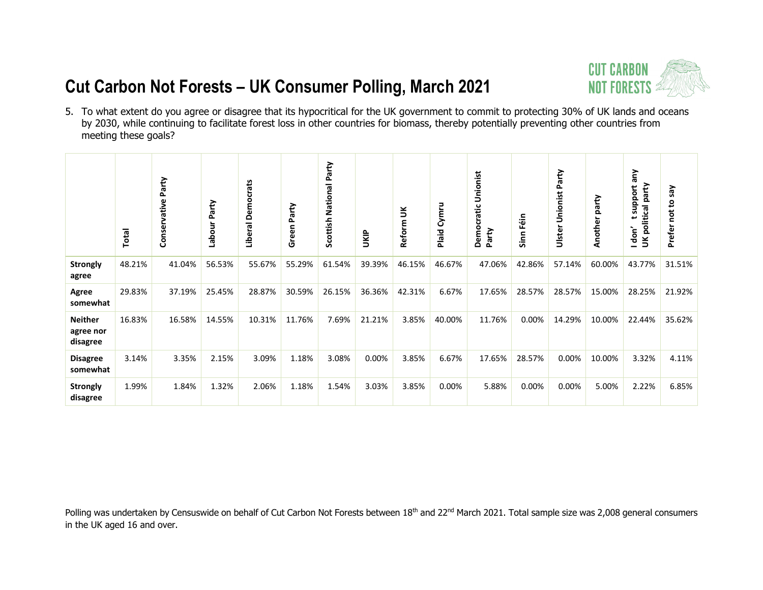# Cut Carbon Not Forests – UK Consumer Polling, March 2021

5. To what extent do you agree or disagree that its hypocritical for the UK government to commit to protecting 30% of UK lands and oceans by 2030, while continuing to facilitate forest loss in other countries for biomass, thereby potentially preventing other countries from meeting these goals?

| | Total | Conservative Party | Labour Party | Liberal Democrats | Green Party | Scottish National Party | UKIP | Reform UK | Plaid Cymru | Democratic Unionist Party | Sinn Féin | Ulster Unionist Party | Another party | I don't support any UK political party | Prefer not to say |
|---|---|---|---|---|---|---|---|---|---|---|---|---|---|---|---|
| **Strongly agree** | 48.21% | 41.04% | 56.53% | 55.67% | 55.29% | 61.54% | 39.39% | 46.15% | 46.67% | 47.06% | 42.86% | 57.14% | 60.00% | 43.77% | 31.51% |
| **Agree somewhat** | 29.83% | 37.19% | 25.45% | 28.87% | 30.59% | 26.15% | 36.36% | 42.31% | 6.67% | 17.65% | 28.57% | 28.57% | 15.00% | 28.25% | 21.92% |
| **Neither agree nor disagree** | 16.83% | 16.58% | 14.55% | 10.31% | 11.76% | 7.69% | 21.21% | 3.85% | 40.00% | 11.76% | 0.00% | 14.29% | 10.00% | 22.44% | 35.62% |
| **Disagree somewhat** | 3.14% | 3.35% | 2.15% | 3.09% | 1.18% | 3.08% | 0.00% | 3.85% | 6.67% | 17.65% | 28.57% | 0.00% | 10.00% | 3.32% | 4.11% |
| **Strongly disagree** | 1.99% | 1.84% | 1.32% | 2.06% | 1.18% | 1.54% | 3.03% | 3.85% | 0.00% | 5.88% | 0.00% | 0.00% | 5.00% | 2.22% | 6.85% |

Polling was undertaken by Censuswide on behalf of Cut Carbon Not Forests between 18th and 22nd March 2021. Total sample size was 2,008 general consumers in the UK aged 16 and over.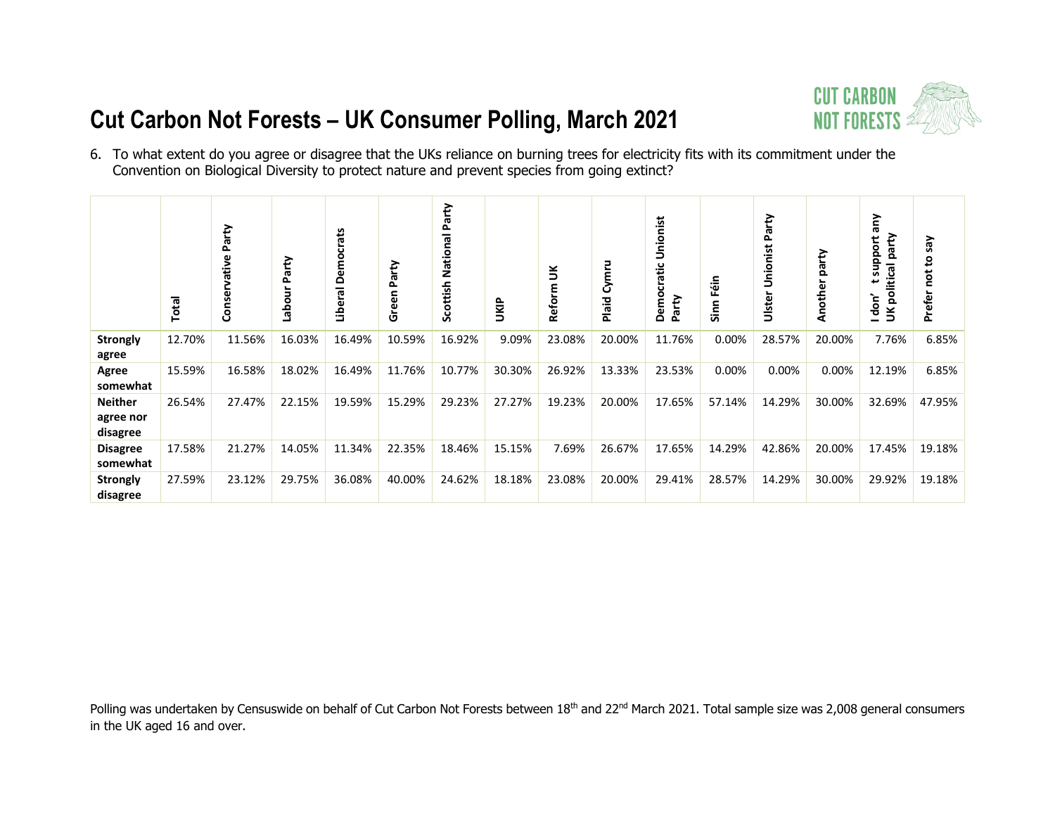# Cut Carbon Not Forests – UK Consumer Polling, March 2021

6. To what extent do you agree or disagree that the UKs reliance on burning trees for electricity fits with its commitment under the Convention on Biological Diversity to protect nature and prevent species from going extinct?

| | Total | Conservative Party | Labour Party | Liberal Democrats | Green Party | Scottish National Party | UKIP | Reform UK | Plaid Cymru | Democratic Unionist Party | Sinn Féin | Ulster Unionist Party | Another party | I don't support any UK political party | Prefer not to say |
|---|---|---|---|---|---|---|---|---|---|---|---|---|---|---|---|
| **Strongly agree** | 12.70% | 11.56% | 16.03% | 16.49% | 10.59% | 16.92% | 9.09% | 23.08% | 20.00% | 11.76% | 0.00% | 28.57% | 20.00% | 7.76% | 6.85% |
| **Agree somewhat** | 15.59% | 16.58% | 18.02% | 16.49% | 11.76% | 10.77% | 30.30% | 26.92% | 13.33% | 23.53% | 0.00% | 0.00% | 0.00% | 12.19% | 6.85% |
| **Neither agree nor disagree** | 26.54% | 27.47% | 22.15% | 19.59% | 15.29% | 29.23% | 27.27% | 19.23% | 20.00% | 17.65% | 57.14% | 14.29% | 30.00% | 32.69% | 47.95% |
| **Disagree somewhat** | 17.58% | 21.27% | 14.05% | 11.34% | 22.35% | 18.46% | 15.15% | 7.69% | 26.67% | 17.65% | 14.29% | 42.86% | 20.00% | 17.45% | 19.18% |
| **Strongly disagree** | 27.59% | 23.12% | 29.75% | 36.08% | 40.00% | 24.62% | 18.18% | 23.08% | 20.00% | 29.41% | 28.57% | 14.29% | 30.00% | 29.92% | 19.18% |

Polling was undertaken by Censuswide on behalf of Cut Carbon Not Forests between 18th and 22nd March 2021. Total sample size was 2,008 general consumers in the UK aged 16 and over.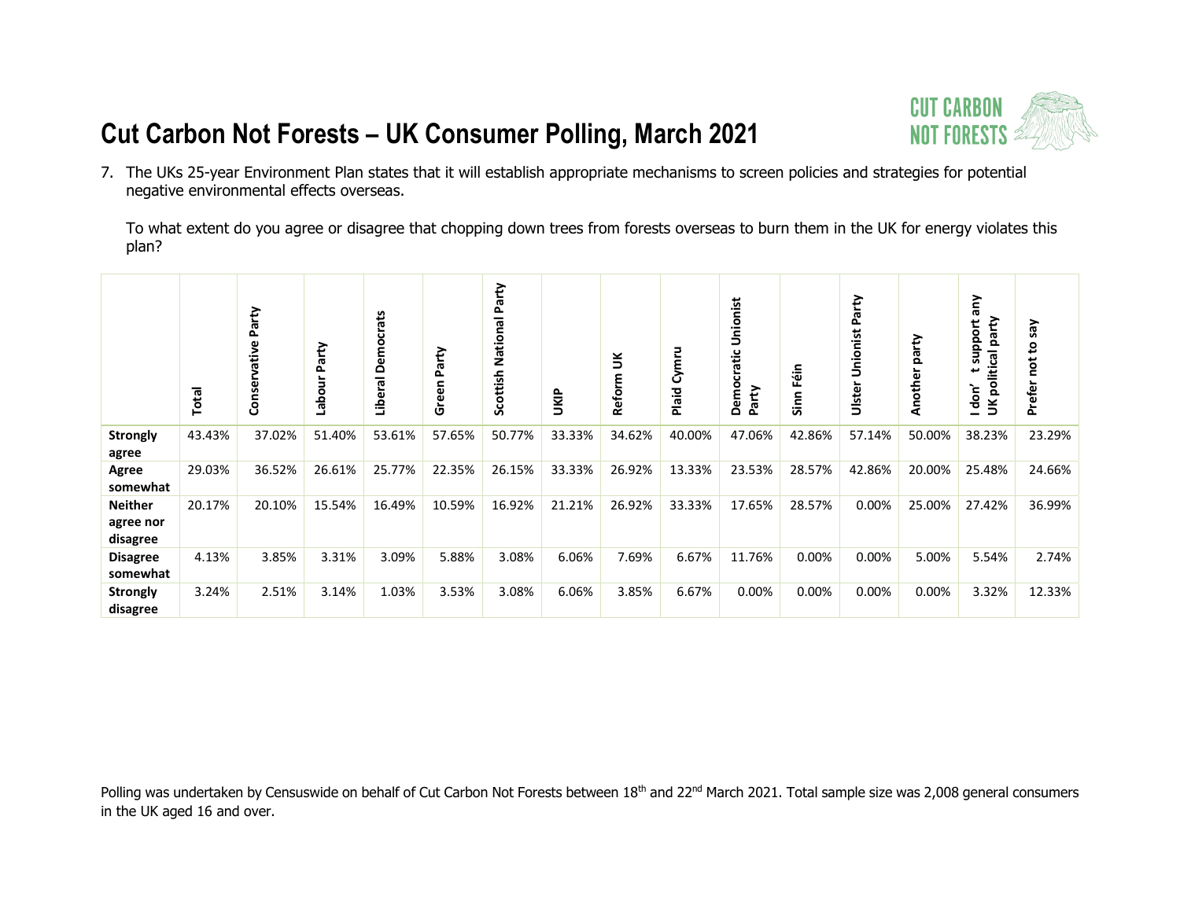# Cut Carbon Not Forests – UK Consumer Polling, March 2021

7. The UKs 25-year Environment Plan states that it will establish appropriate mechanisms to screen policies and strategies for potential negative environmental effects overseas.

   To what extent do you agree or disagree that chopping down trees from forests overseas to burn them in the UK for energy violates this plan?

| | Total | Conservative Party | Labour Party | Liberal Democrats | Green Party | Scottish National Party | UKIP | Reform UK | Plaid Cymru | Democratic Unionist Party | Sinn Féin | Ulster Unionist Party | Another party | I don' t support any UK political party | Prefer not to say |
|---|---|---|---|---|---|---|---|---|---|---|---|---|---|---|---|
| **Strongly agree** | 43.43% | 37.02% | 51.40% | 53.61% | 57.65% | 50.77% | 33.33% | 34.62% | 40.00% | 47.06% | 42.86% | 57.14% | 50.00% | 38.23% | 23.29% |
| **Agree somewhat** | 29.03% | 36.52% | 26.61% | 25.77% | 22.35% | 26.15% | 33.33% | 26.92% | 13.33% | 23.53% | 28.57% | 42.86% | 20.00% | 25.48% | 24.66% |
| **Neither agree nor disagree** | 20.17% | 20.10% | 15.54% | 16.49% | 10.59% | 16.92% | 21.21% | 26.92% | 33.33% | 17.65% | 28.57% | 0.00% | 25.00% | 27.42% | 36.99% |
| **Disagree somewhat** | 4.13% | 3.85% | 3.31% | 3.09% | 5.88% | 3.08% | 6.06% | 7.69% | 6.67% | 11.76% | 0.00% | 0.00% | 5.00% | 5.54% | 2.74% |
| **Strongly disagree** | 3.24% | 2.51% | 3.14% | 1.03% | 3.53% | 3.08% | 6.06% | 3.85% | 6.67% | 0.00% | 0.00% | 0.00% | 0.00% | 3.32% | 12.33% |

Polling was undertaken by Censuswide on behalf of Cut Carbon Not Forests between 18th and 22nd March 2021. Total sample size was 2,008 general consumers in the UK aged 16 and over.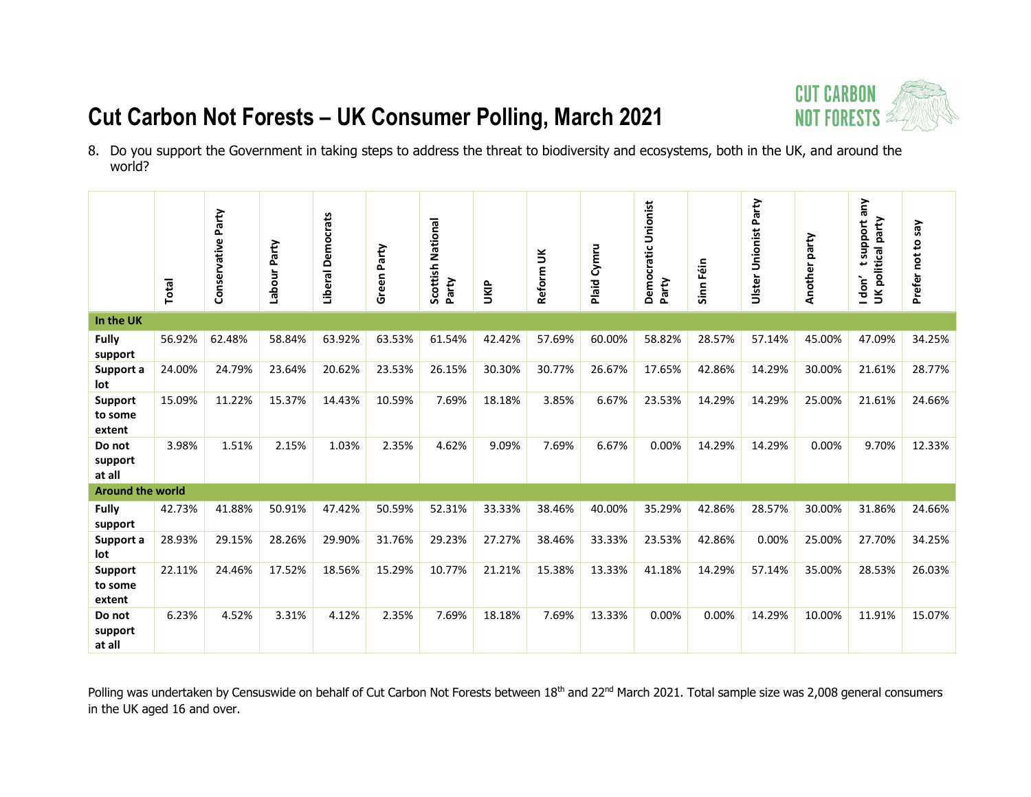# Cut Carbon Not Forests – UK Consumer Polling, March 2021

8. Do you support the Government in taking steps to address the threat to biodiversity and ecosystems, both in the UK, and around the world?

| | Total | Conservative Party | Labour Party | Liberal Democrats | Green Party | Scottish National Party | UKIP | Reform UK | Plaid Cymru | Democratic Unionist Party | Sinn Féin | Ulster Unionist Party | Another party | I don' t support any UK political party | Prefer not to say |
|---|---|---|---|---|---|---|---|---|---|---|---|---|---|---|---|
| **In the UK** | | | | | | | | | | | | | | | |
| **Fully support** | 56.92% | 62.48% | 58.84% | 63.92% | 63.53% | 61.54% | 42.42% | 57.69% | 60.00% | 58.82% | 28.57% | 57.14% | 45.00% | 47.09% | 34.25% |
| **Support a lot** | 24.00% | 24.79% | 23.64% | 20.62% | 23.53% | 26.15% | 30.30% | 30.77% | 26.67% | 17.65% | 42.86% | 14.29% | 30.00% | 21.61% | 28.77% |
| **Support to some extent** | 15.09% | 11.22% | 15.37% | 14.43% | 10.59% | 7.69% | 18.18% | 3.85% | 6.67% | 23.53% | 14.29% | 14.29% | 25.00% | 21.61% | 24.66% |
| **Do not support at all** | 3.98% | 1.51% | 2.15% | 1.03% | 2.35% | 4.62% | 9.09% | 7.69% | 6.67% | 0.00% | 14.29% | 14.29% | 0.00% | 9.70% | 12.33% |
| **Around the world** | | | | | | | | | | | | | | | |
| **Fully support** | 42.73% | 41.88% | 50.91% | 47.42% | 50.59% | 52.31% | 33.33% | 38.46% | 40.00% | 35.29% | 42.86% | 28.57% | 30.00% | 31.86% | 24.66% |
| **Support a lot** | 28.93% | 29.15% | 28.26% | 29.90% | 31.76% | 29.23% | 27.27% | 38.46% | 33.33% | 23.53% | 42.86% | 0.00% | 25.00% | 27.70% | 34.25% |
| **Support to some extent** | 22.11% | 24.46% | 17.52% | 18.56% | 15.29% | 10.77% | 21.21% | 15.38% | 13.33% | 41.18% | 14.29% | 57.14% | 35.00% | 28.53% | 26.03% |
| **Do not support at all** | 6.23% | 4.52% | 3.31% | 4.12% | 2.35% | 7.69% | 18.18% | 7.69% | 13.33% | 0.00% | 0.00% | 14.29% | 10.00% | 11.91% | 15.07% |

Polling was undertaken by Censuswide on behalf of Cut Carbon Not Forests between 18th and 22nd March 2021. Total sample size was 2,008 general consumers in the UK aged 16 and over.